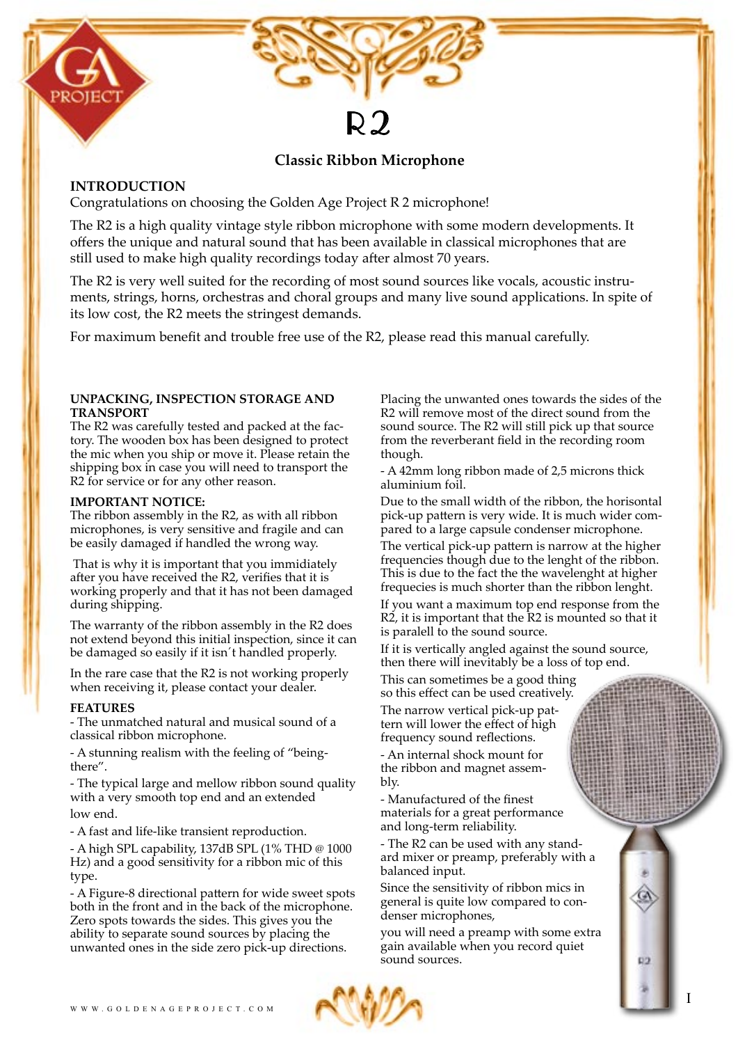# R2

## Classic Ribbon Microphone

### INTRODUCTION

Congratulations on choosing the Golden Age Project R 2 microphone!

The R2 is a high quality vintage style ribbon microphone with some modern developments. It offers the unique and natural sound that has been available in classical microphones that are still used to make high quality recordings today after almost 70 years.

The R2 is very well suited for the recording of most sound sources like vocals, acoustic instruments, strings, horns, orchestras and choral groups and many live sound applications. In spite of its low cost, the R2 meets the stringest demands.

For maximum benefit and trouble free use of the R2, please read this manual carefully.

### UNPACKING, INSPECTION STORAGE AND TRANSPORT

The R2 was carefully tested and packed at the factory. The wooden box has been designed to protect the mic when you ship or move it. Please retain the shipping box in case you will need to transport the R2 for service or for any other reason.

### IMPORTANT NOTICE:

The ribbon assembly in the R2, as with all ribbon microphones, is very sensitive and fragile and can be easily damaged if handled the wrong way.

That is why it is important that you immidiately after you have received the R2, verifies that it is working properly and that it has not been damaged during shipping.

The warranty of the ribbon assembly in the R2 does not extend beyond this initial inspection, since it can be damaged so easily if it isn´t handled properly.

In the rare case that the R2 is not working properly when receiving it, please contact your dealer.

### FEATURES

- The unmatched natural and musical sound of a classical ribbon microphone.
- A stunning realism with the feeling of "being-there".
- The typical large and mellow ribbon sound quality with a very smooth top end and an extended low end.
- A fast and life-like transient reproduction.
- A high SPL capability, 137dB SPL (1% THD @ 1000 Hz) and a good sensitivity for a ribbon mic of this type.
- A Figure-8 directional pattern for wide sweet spots both in the front and in the back of the microphone. Zero spots towards the sides. This gives you the ability to separate sound sources by placing the unwanted ones in the side zero pick-up directions.

Placing the unwanted ones towards the sides of the R2 will remove most of the direct sound from the sound source. The R2 will still pick up that source from the reverberant field in the recording room though.

- A 42mm long ribbon made of 2,5 microns thick aluminium foil.

Due to the small width of the ribbon, the horisontal pick-up pattern is very wide. It is much wider compared to a large capsule condenser microphone.

The vertical pick-up pattern is narrow at the higher frequencies though due to the lenght of the ribbon. This is due to the fact the the wavelenght at higher frequecies is much shorter than the ribbon lenght.

If you want a maximum top end response from the R2, it is important that the R2 is mounted so that it is paralell to the sound source.

If it is vertically angled against the sound source, then there will inevitably be a loss of top end.

This can sometimes be a good thing so this effect can be used creatively.

The narrow vertical pick-up pattern will lower the effect of high frequency sound reflections.

- An internal shock mount for the ribbon and magnet assembly.
- Manufactured of the finest materials for a great performance and long-term reliability.
- The R2 can be used with any standard mixer or preamp, preferably with a balanced input.

Since the sensitivity of ribbon mics in general is quite low compared to condenser microphones,

you will need a preamp with some extra gain available when you record quiet sound sources.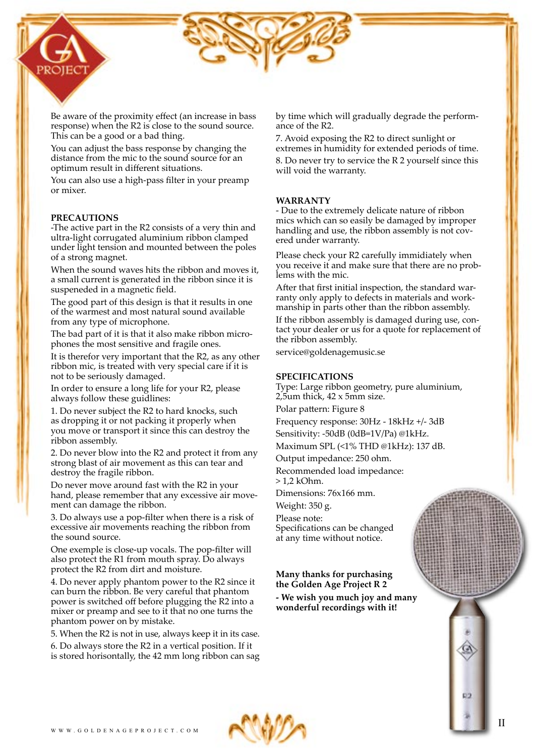Be aware of the proximity effect (an increase in bass response) when the R2 is close to the sound source. This can be a good or a bad thing.

You can adjust the bass response by changing the distance from the mic to the sound source for an optimum result in different situations.

You can also use a high-pass filter in your preamp or mixer.

## PRECAUTIONS

-The active part in the R2 consists of a very thin and ultra-light corrugated aluminium ribbon clamped under light tension and mounted between the poles of a strong magnet.

When the sound waves hits the ribbon and moves it, a small current is generated in the ribbon since it is suspeneded in a magnetic field.

The good part of this design is that it results in one of the warmest and most natural sound available from any type of microphone.

The bad part of it is that it also make ribbon microphones the most sensitive and fragile ones.

It is therefor very important that the R2, as any other ribbon mic, is treated with very special care if it is not to be seriously damaged.

In order to ensure a long life for your R2, please always follow these guidlines:

1. Do never subject the R2 to hard knocks, such as dropping it or not packing it properly when you move or transport it since this can destroy the ribbon assembly.

2. Do never blow into the R2 and protect it from any strong blast of air movement as this can tear and destroy the fragile ribbon.

Do never move around fast with the R2 in your hand, please remember that any excessive air movement can damage the ribbon.

3. Do always use a pop-filter when there is a risk of excessive air movements reaching the ribbon from the sound source.

One exemple is close-up vocals. The pop-filter will also protect the R1 from mouth spray. Do always protect the R2 from dirt and moisture.

4. Do never apply phantom power to the R2 since it can burn the ribbon. Be very careful that phantom power is switched off before plugging the R2 into a mixer or preamp and see to it that no one turns the phantom power on by mistake.

5. When the R2 is not in use, always keep it in its case.

6. Do always store the R2 in a vertical position. If it is stored horisontally, the 42 mm long ribbon can sag by time which will gradually degrade the performance of the R2.

7. Avoid exposing the R2 to direct sunlight or extremes in humidity for extended periods of time.

8. Do never try to service the R 2 yourself since this will void the warranty.

## WARRANTY

- Due to the extremely delicate nature of ribbon mics which can so easily be damaged by improper handling and use, the ribbon assembly is not covered under warranty.

Please check your R2 carefully immidiately when you receive it and make sure that there are no problems with the mic.

After that first initial inspection, the standard warranty only apply to defects in materials and workmanship in parts other than the ribbon assembly.

If the ribbon assembly is damaged during use, contact your dealer or us for a quote for replacement of the ribbon assembly.

service@goldenagemusic.se

## SPECIFICATIONS

Type: Large ribbon geometry, pure aluminium, 2,5um thick, 42 x 5mm size.

Polar pattern: Figure 8

Frequency response: 30Hz - 18kHz +/- 3dB

Sensitivity: -50dB (0dB=1V/Pa) @1kHz.

Maximum SPL (<1% THD @1kHz): 137 dB.

Output impedance: 250 ohm.

Recommended load impedance:
> 1,2 kOhm.

Dimensions: 76x166 mm.

Weight: 350 g.

Please note:
Specifications can be changed at any time without notice.

**Many thanks for purchasing the Golden Age Project R 2**

**- We wish you much joy and many wonderful recordings with it!**

WWW.GOLDENAGEPROJECT.COM